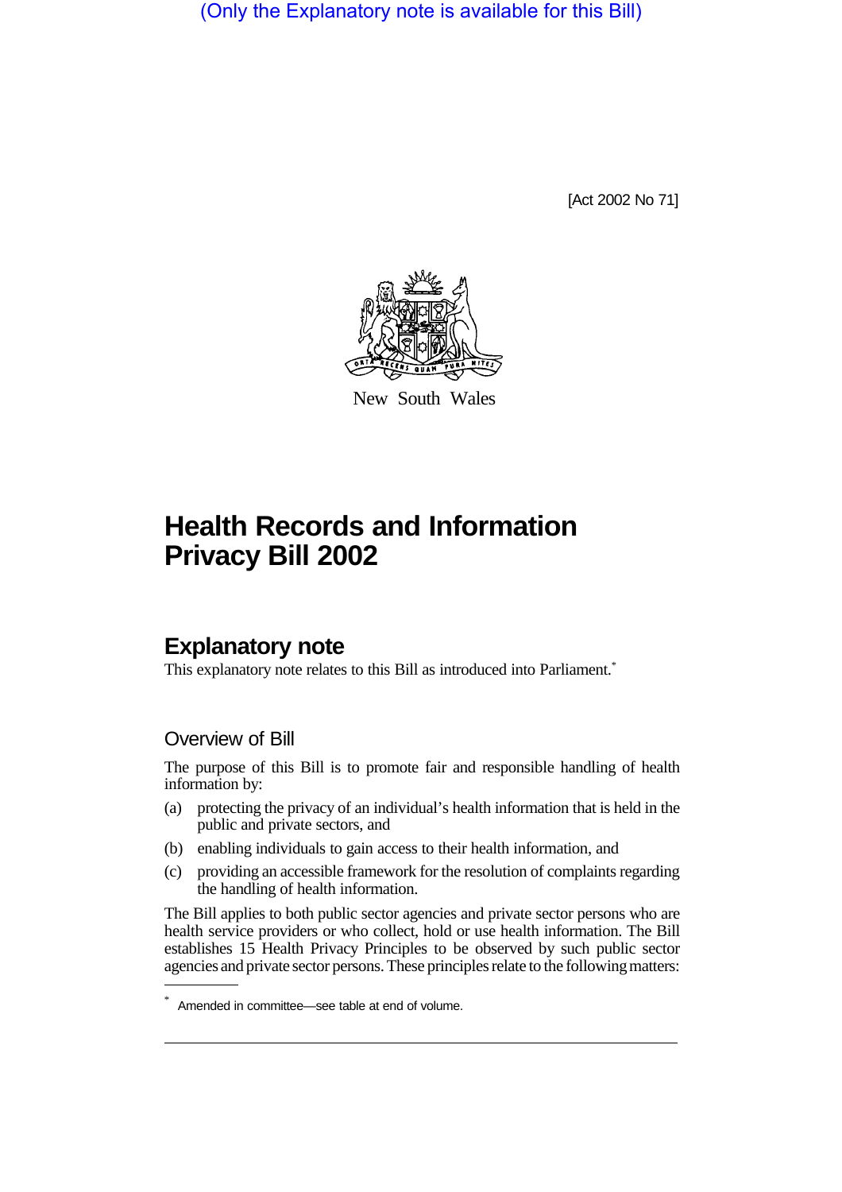(Only the Explanatory note is available for this Bill)

[Act 2002 No 71]

New South Wales

# Health Records and Information Privacy Bill 2002

## Explanatory note

This explanatory note relates to this Bill as introduced into Parliament.*

### Overview of Bill

The purpose of this Bill is to promote fair and responsible handling of health information by:

(a) protecting the privacy of an individual's health information that is held in the public and private sectors, and

(b) enabling individuals to gain access to their health information, and

(c) providing an accessible framework for the resolution of complaints regarding the handling of health information.

The Bill applies to both public sector agencies and private sector persons who are health service providers or who collect, hold or use health information. The Bill establishes 15 Health Privacy Principles to be observed by such public sector agencies and private sector persons. These principles relate to the following matters:

* Amended in committee—see table at end of volume.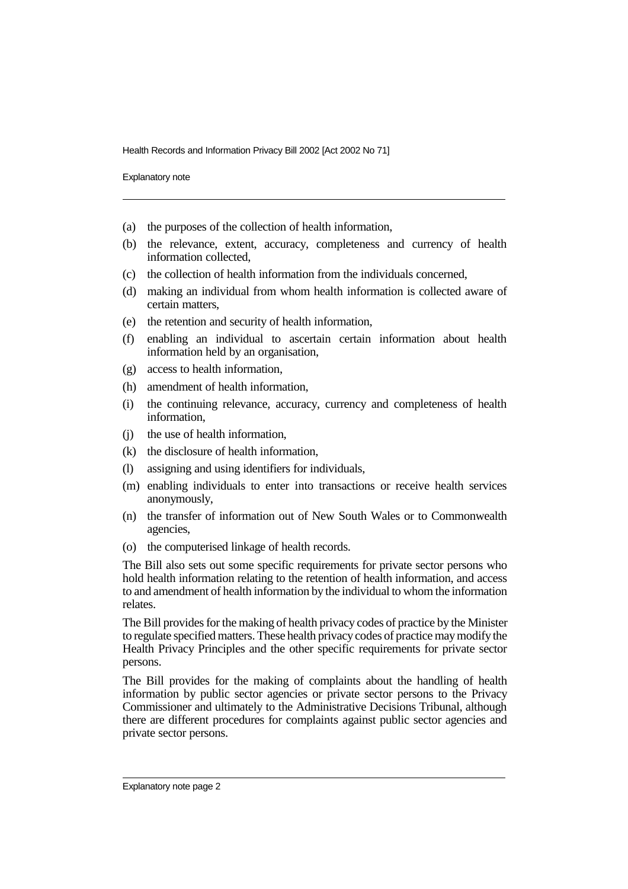(a) the purposes of the collection of health information,

(b) the relevance, extent, accuracy, completeness and currency of health information collected,

(c) the collection of health information from the individuals concerned,

(d) making an individual from whom health information is collected aware of certain matters,

(e) the retention and security of health information,

(f) enabling an individual to ascertain certain information about health information held by an organisation,

(g) access to health information,

(h) amendment of health information,

(i) the continuing relevance, accuracy, currency and completeness of health information,

(j) the use of health information,

(k) the disclosure of health information,

(l) assigning and using identifiers for individuals,

(m) enabling individuals to enter into transactions or receive health services anonymously,

(n) the transfer of information out of New South Wales or to Commonwealth agencies,

(o) the computerised linkage of health records.

The Bill also sets out some specific requirements for private sector persons who hold health information relating to the retention of health information, and access to and amendment of health information by the individual to whom the information relates.

The Bill provides for the making of health privacy codes of practice by the Minister to regulate specified matters. These health privacy codes of practice may modify the Health Privacy Principles and the other specific requirements for private sector persons.

The Bill provides for the making of complaints about the handling of health information by public sector agencies or private sector persons to the Privacy Commissioner and ultimately to the Administrative Decisions Tribunal, although there are different procedures for complaints against public sector agencies and private sector persons.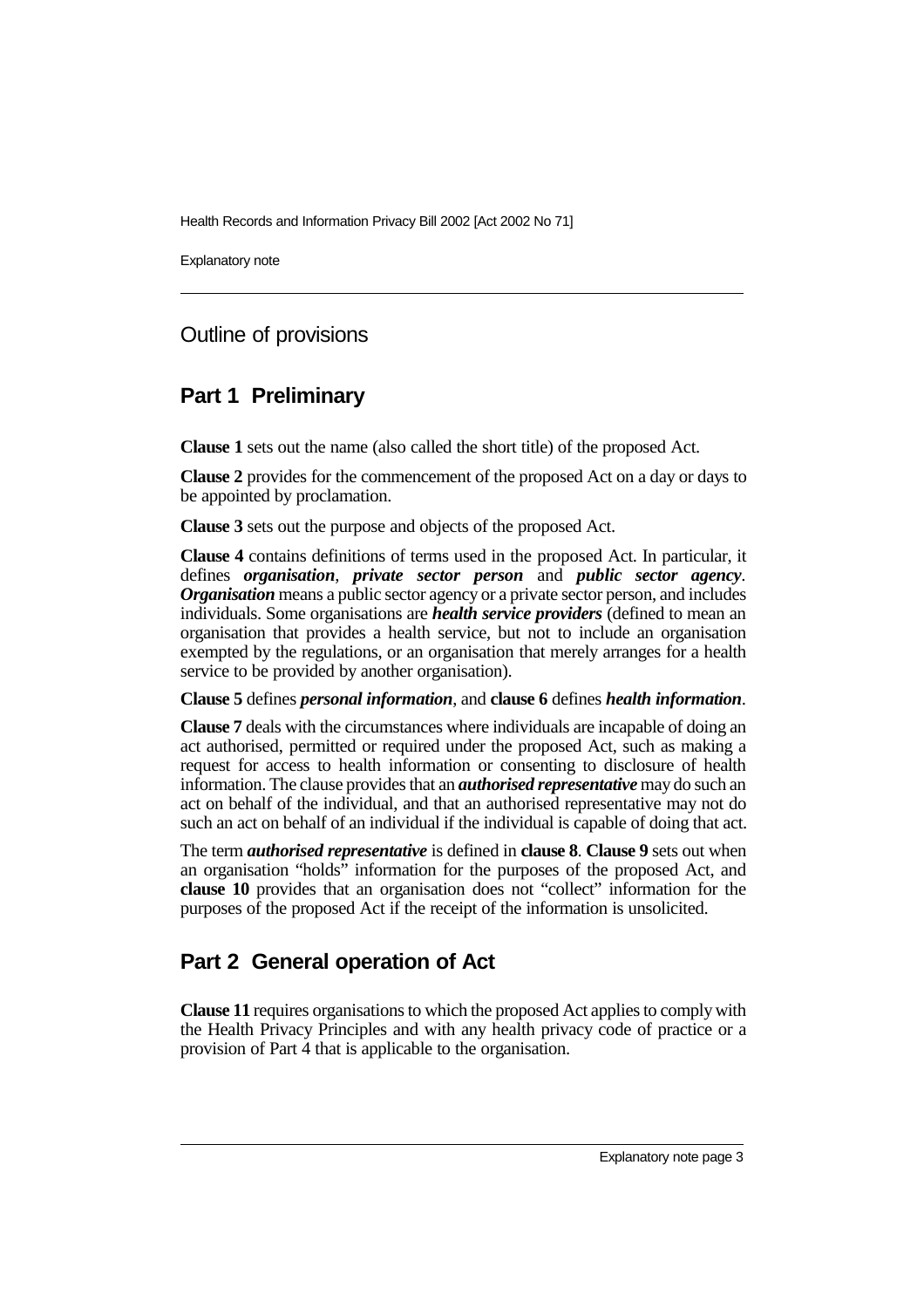## Outline of provisions

### Part 1 Preliminary

**Clause 1** sets out the name (also called the short title) of the proposed Act.

**Clause 2** provides for the commencement of the proposed Act on a day or days to be appointed by proclamation.

**Clause 3** sets out the purpose and objects of the proposed Act.

**Clause 4** contains definitions of terms used in the proposed Act. In particular, it defines ***organisation***, ***private sector person*** and ***public sector agency***. ***Organisation*** means a public sector agency or a private sector person, and includes individuals. Some organisations are ***health service providers*** (defined to mean an organisation that provides a health service, but not to include an organisation exempted by the regulations, or an organisation that merely arranges for a health service to be provided by another organisation).

**Clause 5** defines ***personal information***, and **clause 6** defines ***health information***.

**Clause 7** deals with the circumstances where individuals are incapable of doing an act authorised, permitted or required under the proposed Act, such as making a request for access to health information or consenting to disclosure of health information. The clause provides that an ***authorised representative*** may do such an act on behalf of the individual, and that an authorised representative may not do such an act on behalf of an individual if the individual is capable of doing that act.

The term ***authorised representative*** is defined in **clause 8**. **Clause 9** sets out when an organisation "holds" information for the purposes of the proposed Act, and **clause 10** provides that an organisation does not "collect" information for the purposes of the proposed Act if the receipt of the information is unsolicited.

### Part 2 General operation of Act

**Clause 11** requires organisations to which the proposed Act applies to comply with the Health Privacy Principles and with any health privacy code of practice or a provision of Part 4 that is applicable to the organisation.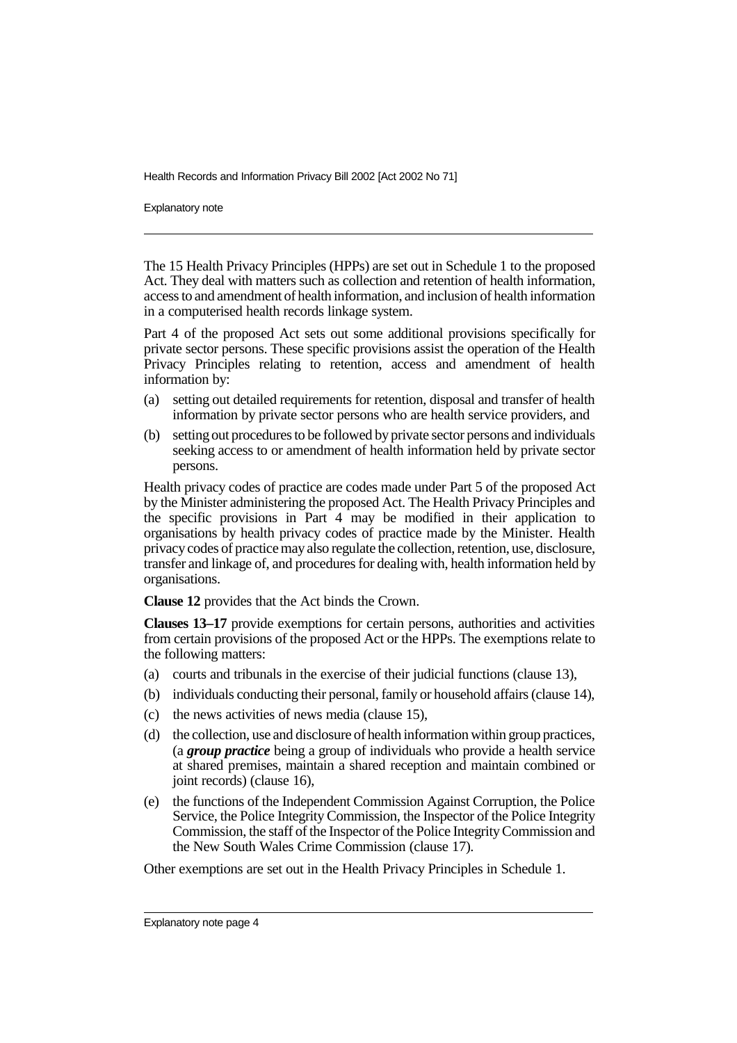The 15 Health Privacy Principles (HPPs) are set out in Schedule 1 to the proposed Act. They deal with matters such as collection and retention of health information, access to and amendment of health information, and inclusion of health information in a computerised health records linkage system.

Part 4 of the proposed Act sets out some additional provisions specifically for private sector persons. These specific provisions assist the operation of the Health Privacy Principles relating to retention, access and amendment of health information by:

(a) setting out detailed requirements for retention, disposal and transfer of health information by private sector persons who are health service providers, and

(b) setting out procedures to be followed by private sector persons and individuals seeking access to or amendment of health information held by private sector persons.

Health privacy codes of practice are codes made under Part 5 of the proposed Act by the Minister administering the proposed Act. The Health Privacy Principles and the specific provisions in Part 4 may be modified in their application to organisations by health privacy codes of practice made by the Minister. Health privacy codes of practice may also regulate the collection, retention, use, disclosure, transfer and linkage of, and procedures for dealing with, health information held by organisations.

**Clause 12** provides that the Act binds the Crown.

**Clauses 13–17** provide exemptions for certain persons, authorities and activities from certain provisions of the proposed Act or the HPPs. The exemptions relate to the following matters:

(a) courts and tribunals in the exercise of their judicial functions (clause 13),

(b) individuals conducting their personal, family or household affairs (clause 14),

(c) the news activities of news media (clause 15),

(d) the collection, use and disclosure of health information within group practices, (a ***group practice*** being a group of individuals who provide a health service at shared premises, maintain a shared reception and maintain combined or joint records) (clause 16),

(e) the functions of the Independent Commission Against Corruption, the Police Service, the Police Integrity Commission, the Inspector of the Police Integrity Commission, the staff of the Inspector of the Police Integrity Commission and the New South Wales Crime Commission (clause 17).

Other exemptions are set out in the Health Privacy Principles in Schedule 1.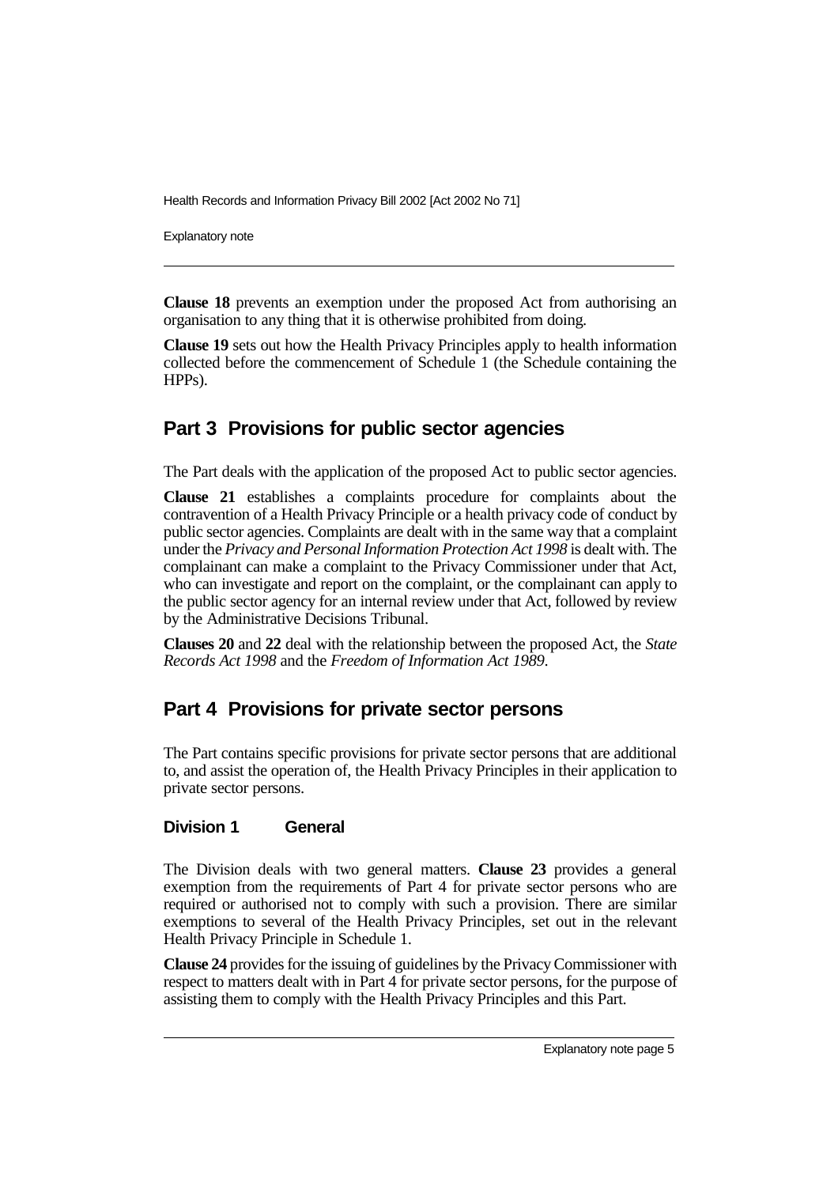**Clause 18** prevents an exemption under the proposed Act from authorising an organisation to any thing that it is otherwise prohibited from doing.

**Clause 19** sets out how the Health Privacy Principles apply to health information collected before the commencement of Schedule 1 (the Schedule containing the HPPs).

## Part 3 Provisions for public sector agencies

The Part deals with the application of the proposed Act to public sector agencies.

**Clause 21** establishes a complaints procedure for complaints about the contravention of a Health Privacy Principle or a health privacy code of conduct by public sector agencies. Complaints are dealt with in the same way that a complaint under the *Privacy and Personal Information Protection Act 1998* is dealt with. The complainant can make a complaint to the Privacy Commissioner under that Act, who can investigate and report on the complaint, or the complainant can apply to the public sector agency for an internal review under that Act, followed by review by the Administrative Decisions Tribunal.

**Clauses 20** and **22** deal with the relationship between the proposed Act, the *State Records Act 1998* and the *Freedom of Information Act 1989*.

## Part 4 Provisions for private sector persons

The Part contains specific provisions for private sector persons that are additional to, and assist the operation of, the Health Privacy Principles in their application to private sector persons.

### Division 1 General

The Division deals with two general matters. **Clause 23** provides a general exemption from the requirements of Part 4 for private sector persons who are required or authorised not to comply with such a provision. There are similar exemptions to several of the Health Privacy Principles, set out in the relevant Health Privacy Principle in Schedule 1.

**Clause 24** provides for the issuing of guidelines by the Privacy Commissioner with respect to matters dealt with in Part 4 for private sector persons, for the purpose of assisting them to comply with the Health Privacy Principles and this Part.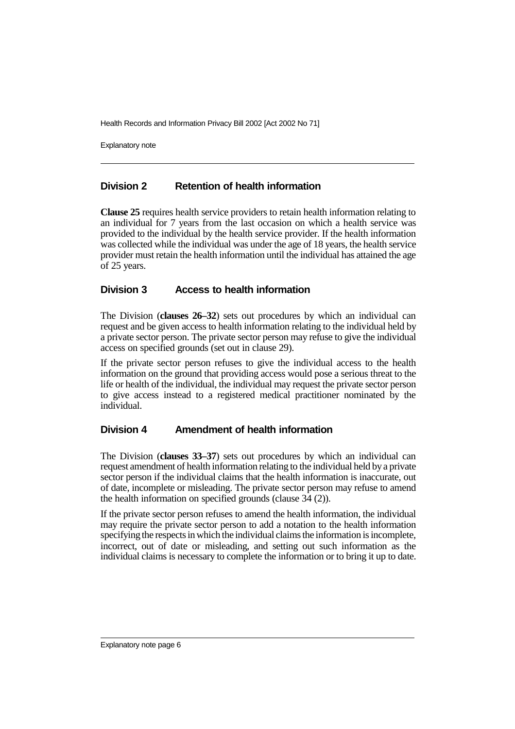## Division 2 Retention of health information

**Clause 25** requires health service providers to retain health information relating to an individual for 7 years from the last occasion on which a health service was provided to the individual by the health service provider. If the health information was collected while the individual was under the age of 18 years, the health service provider must retain the health information until the individual has attained the age of 25 years.

## Division 3 Access to health information

The Division (**clauses 26–32**) sets out procedures by which an individual can request and be given access to health information relating to the individual held by a private sector person. The private sector person may refuse to give the individual access on specified grounds (set out in clause 29).

If the private sector person refuses to give the individual access to the health information on the ground that providing access would pose a serious threat to the life or health of the individual, the individual may request the private sector person to give access instead to a registered medical practitioner nominated by the individual.

## Division 4 Amendment of health information

The Division (**clauses 33–37**) sets out procedures by which an individual can request amendment of health information relating to the individual held by a private sector person if the individual claims that the health information is inaccurate, out of date, incomplete or misleading. The private sector person may refuse to amend the health information on specified grounds (clause 34 (2)).

If the private sector person refuses to amend the health information, the individual may require the private sector person to add a notation to the health information specifying the respects in which the individual claims the information is incomplete, incorrect, out of date or misleading, and setting out such information as the individual claims is necessary to complete the information or to bring it up to date.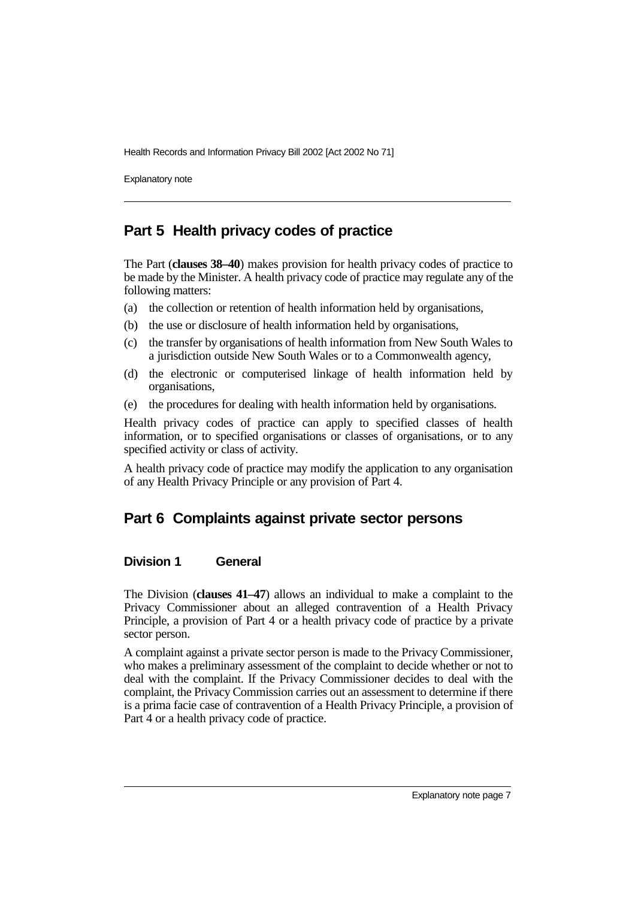## Part 5 Health privacy codes of practice

The Part (**clauses 38–40**) makes provision for health privacy codes of practice to be made by the Minister. A health privacy code of practice may regulate any of the following matters:

(a) the collection or retention of health information held by organisations,

(b) the use or disclosure of health information held by organisations,

(c) the transfer by organisations of health information from New South Wales to a jurisdiction outside New South Wales or to a Commonwealth agency,

(d) the electronic or computerised linkage of health information held by organisations,

(e) the procedures for dealing with health information held by organisations.

Health privacy codes of practice can apply to specified classes of health information, or to specified organisations or classes of organisations, or to any specified activity or class of activity.

A health privacy code of practice may modify the application to any organisation of any Health Privacy Principle or any provision of Part 4.

## Part 6 Complaints against private sector persons

### Division 1 General

The Division (**clauses 41–47**) allows an individual to make a complaint to the Privacy Commissioner about an alleged contravention of a Health Privacy Principle, a provision of Part 4 or a health privacy code of practice by a private sector person.

A complaint against a private sector person is made to the Privacy Commissioner, who makes a preliminary assessment of the complaint to decide whether or not to deal with the complaint. If the Privacy Commissioner decides to deal with the complaint, the Privacy Commission carries out an assessment to determine if there is a prima facie case of contravention of a Health Privacy Principle, a provision of Part 4 or a health privacy code of practice.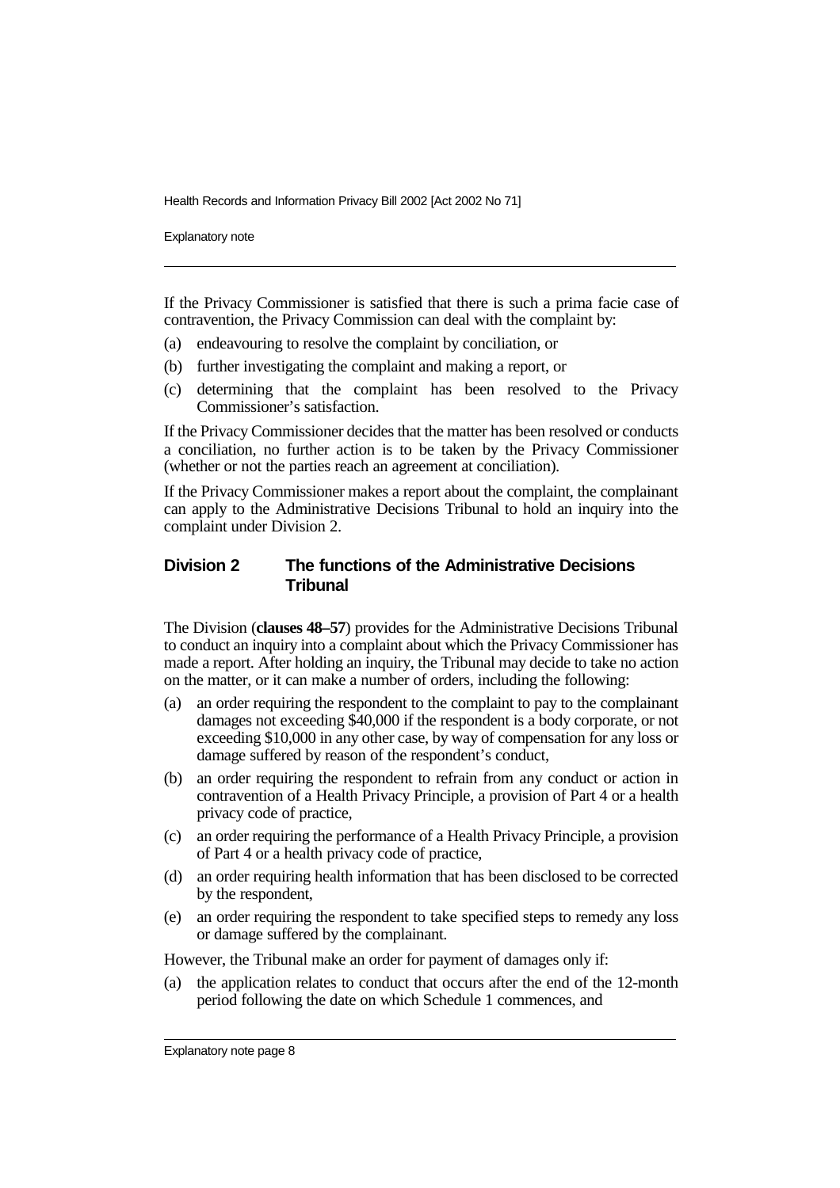If the Privacy Commissioner is satisfied that there is such a prima facie case of contravention, the Privacy Commission can deal with the complaint by:

(a) endeavouring to resolve the complaint by conciliation, or

(b) further investigating the complaint and making a report, or

(c) determining that the complaint has been resolved to the Privacy Commissioner's satisfaction.

If the Privacy Commissioner decides that the matter has been resolved or conducts a conciliation, no further action is to be taken by the Privacy Commissioner (whether or not the parties reach an agreement at conciliation).

If the Privacy Commissioner makes a report about the complaint, the complainant can apply to the Administrative Decisions Tribunal to hold an inquiry into the complaint under Division 2.

## Division 2 The functions of the Administrative Decisions Tribunal

The Division (**clauses 48–57**) provides for the Administrative Decisions Tribunal to conduct an inquiry into a complaint about which the Privacy Commissioner has made a report. After holding an inquiry, the Tribunal may decide to take no action on the matter, or it can make a number of orders, including the following:

(a) an order requiring the respondent to the complaint to pay to the complainant damages not exceeding $40,000 if the respondent is a body corporate, or not exceeding $10,000 in any other case, by way of compensation for any loss or damage suffered by reason of the respondent's conduct,

(b) an order requiring the respondent to refrain from any conduct or action in contravention of a Health Privacy Principle, a provision of Part 4 or a health privacy code of practice,

(c) an order requiring the performance of a Health Privacy Principle, a provision of Part 4 or a health privacy code of practice,

(d) an order requiring health information that has been disclosed to be corrected by the respondent,

(e) an order requiring the respondent to take specified steps to remedy any loss or damage suffered by the complainant.

However, the Tribunal make an order for payment of damages only if:

(a) the application relates to conduct that occurs after the end of the 12-month period following the date on which Schedule 1 commences, and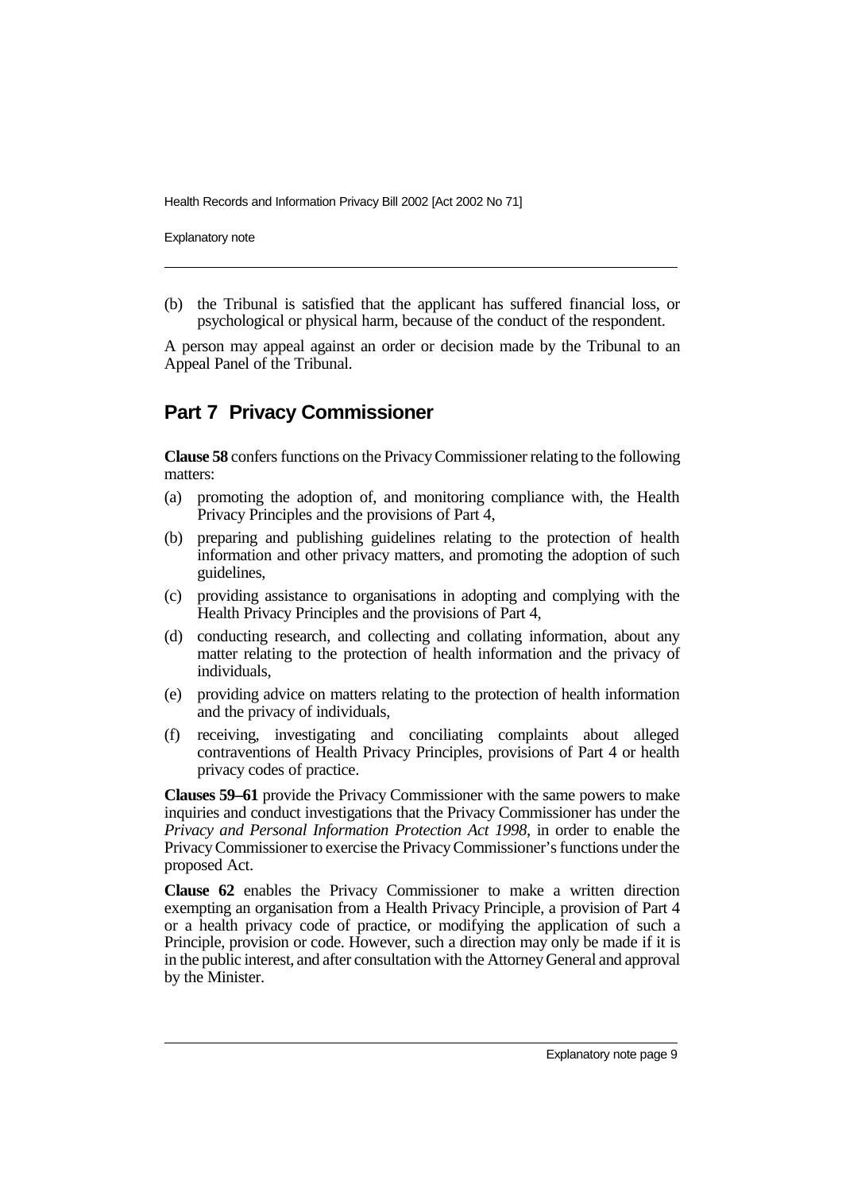(b) the Tribunal is satisfied that the applicant has suffered financial loss, or psychological or physical harm, because of the conduct of the respondent.

A person may appeal against an order or decision made by the Tribunal to an Appeal Panel of the Tribunal.

## Part 7 Privacy Commissioner

**Clause 58** confers functions on the Privacy Commissioner relating to the following matters:

(a) promoting the adoption of, and monitoring compliance with, the Health Privacy Principles and the provisions of Part 4,

(b) preparing and publishing guidelines relating to the protection of health information and other privacy matters, and promoting the adoption of such guidelines,

(c) providing assistance to organisations in adopting and complying with the Health Privacy Principles and the provisions of Part 4,

(d) conducting research, and collecting and collating information, about any matter relating to the protection of health information and the privacy of individuals,

(e) providing advice on matters relating to the protection of health information and the privacy of individuals,

(f) receiving, investigating and conciliating complaints about alleged contraventions of Health Privacy Principles, provisions of Part 4 or health privacy codes of practice.

**Clauses 59–61** provide the Privacy Commissioner with the same powers to make inquiries and conduct investigations that the Privacy Commissioner has under the *Privacy and Personal Information Protection Act 1998*, in order to enable the Privacy Commissioner to exercise the Privacy Commissioner's functions under the proposed Act.

**Clause 62** enables the Privacy Commissioner to make a written direction exempting an organisation from a Health Privacy Principle, a provision of Part 4 or a health privacy code of practice, or modifying the application of such a Principle, provision or code. However, such a direction may only be made if it is in the public interest, and after consultation with the Attorney General and approval by the Minister.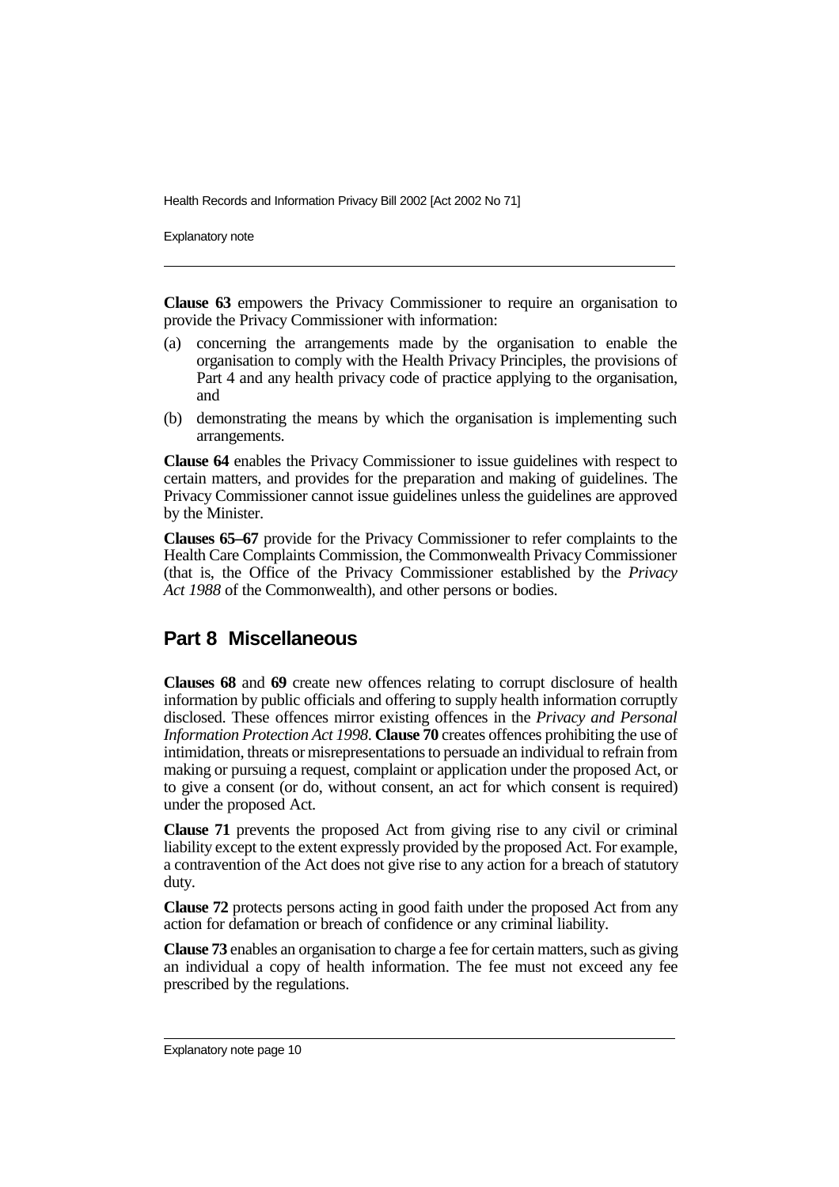**Clause 63** empowers the Privacy Commissioner to require an organisation to provide the Privacy Commissioner with information:

(a) concerning the arrangements made by the organisation to enable the organisation to comply with the Health Privacy Principles, the provisions of Part 4 and any health privacy code of practice applying to the organisation, and

(b) demonstrating the means by which the organisation is implementing such arrangements.

**Clause 64** enables the Privacy Commissioner to issue guidelines with respect to certain matters, and provides for the preparation and making of guidelines. The Privacy Commissioner cannot issue guidelines unless the guidelines are approved by the Minister.

**Clauses 65–67** provide for the Privacy Commissioner to refer complaints to the Health Care Complaints Commission, the Commonwealth Privacy Commissioner (that is, the Office of the Privacy Commissioner established by the *Privacy Act 1988* of the Commonwealth), and other persons or bodies.

## Part 8 Miscellaneous

**Clauses 68** and **69** create new offences relating to corrupt disclosure of health information by public officials and offering to supply health information corruptly disclosed. These offences mirror existing offences in the *Privacy and Personal Information Protection Act 1998*. **Clause 70** creates offences prohibiting the use of intimidation, threats or misrepresentations to persuade an individual to refrain from making or pursuing a request, complaint or application under the proposed Act, or to give a consent (or do, without consent, an act for which consent is required) under the proposed Act.

**Clause 71** prevents the proposed Act from giving rise to any civil or criminal liability except to the extent expressly provided by the proposed Act. For example, a contravention of the Act does not give rise to any action for a breach of statutory duty.

**Clause 72** protects persons acting in good faith under the proposed Act from any action for defamation or breach of confidence or any criminal liability.

**Clause 73** enables an organisation to charge a fee for certain matters, such as giving an individual a copy of health information. The fee must not exceed any fee prescribed by the regulations.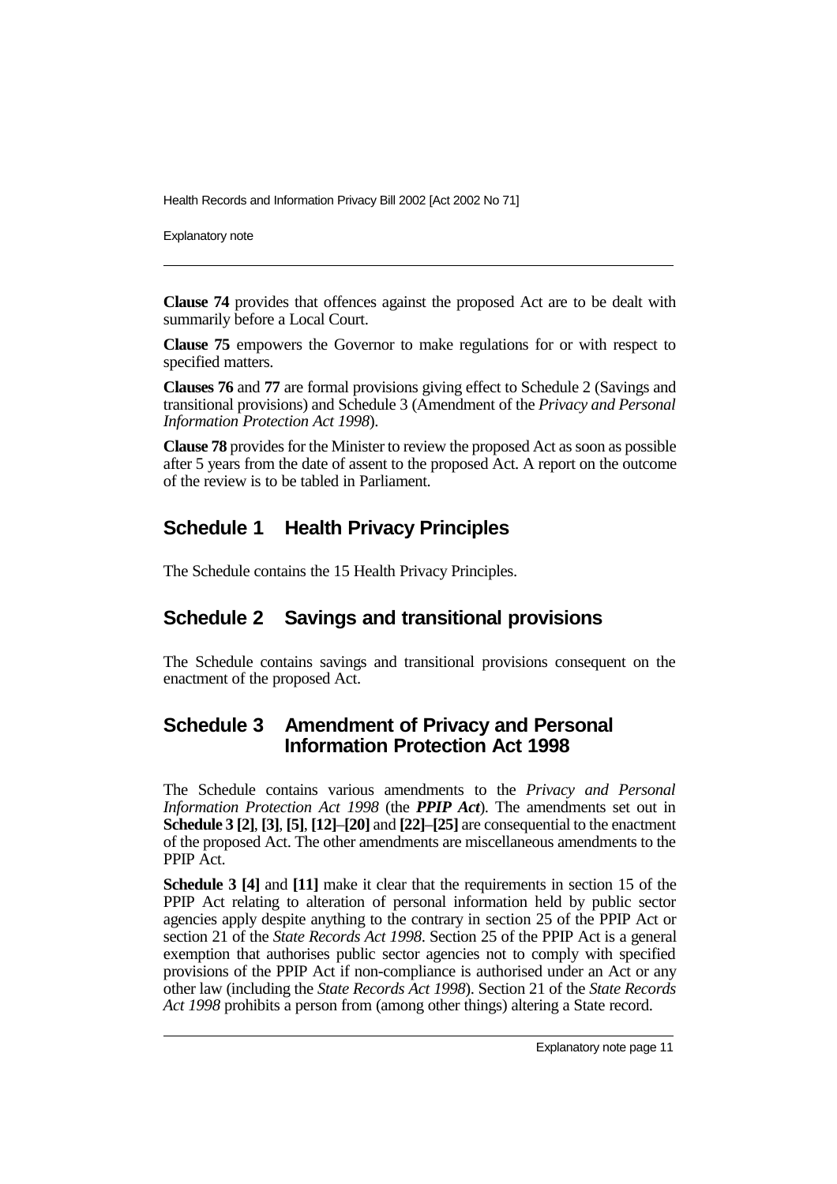**Clause 74** provides that offences against the proposed Act are to be dealt with summarily before a Local Court.

**Clause 75** empowers the Governor to make regulations for or with respect to specified matters.

**Clauses 76** and **77** are formal provisions giving effect to Schedule 2 (Savings and transitional provisions) and Schedule 3 (Amendment of the *Privacy and Personal Information Protection Act 1998*).

**Clause 78** provides for the Minister to review the proposed Act as soon as possible after 5 years from the date of assent to the proposed Act. A report on the outcome of the review is to be tabled in Parliament.

## Schedule 1 Health Privacy Principles

The Schedule contains the 15 Health Privacy Principles.

## Schedule 2 Savings and transitional provisions

The Schedule contains savings and transitional provisions consequent on the enactment of the proposed Act.

## Schedule 3 Amendment of Privacy and Personal Information Protection Act 1998

The Schedule contains various amendments to the *Privacy and Personal Information Protection Act 1998* (the ***PPIP Act***). The amendments set out in **Schedule 3 [2]**, **[3]**, **[5]**, **[12]**–**[20]** and **[22]**–**[25]** are consequential to the enactment of the proposed Act. The other amendments are miscellaneous amendments to the PPIP Act.

**Schedule 3 [4]** and **[11]** make it clear that the requirements in section 15 of the PPIP Act relating to alteration of personal information held by public sector agencies apply despite anything to the contrary in section 25 of the PPIP Act or section 21 of the *State Records Act 1998*. Section 25 of the PPIP Act is a general exemption that authorises public sector agencies not to comply with specified provisions of the PPIP Act if non-compliance is authorised under an Act or any other law (including the *State Records Act 1998*). Section 21 of the *State Records Act 1998* prohibits a person from (among other things) altering a State record.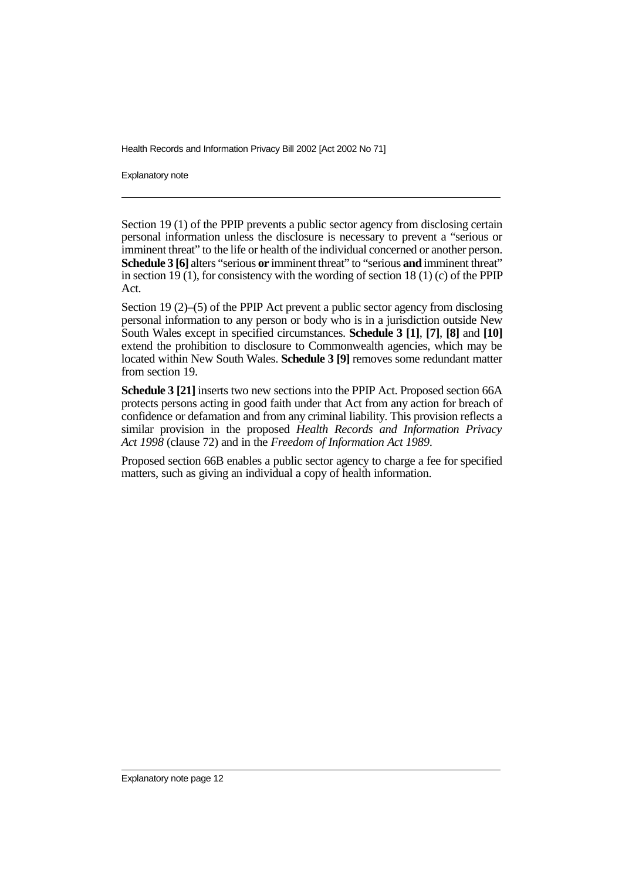Section 19 (1) of the PPIP prevents a public sector agency from disclosing certain personal information unless the disclosure is necessary to prevent a "serious or imminent threat" to the life or health of the individual concerned or another person. **Schedule 3 [6]** alters "serious **or** imminent threat" to "serious **and** imminent threat" in section 19 (1), for consistency with the wording of section 18 (1) (c) of the PPIP Act.

Section 19 (2)–(5) of the PPIP Act prevent a public sector agency from disclosing personal information to any person or body who is in a jurisdiction outside New South Wales except in specified circumstances. **Schedule 3 [1]**, **[7]**, **[8]** and **[10]** extend the prohibition to disclosure to Commonwealth agencies, which may be located within New South Wales. **Schedule 3 [9]** removes some redundant matter from section 19.

**Schedule 3 [21]** inserts two new sections into the PPIP Act. Proposed section 66A protects persons acting in good faith under that Act from any action for breach of confidence or defamation and from any criminal liability. This provision reflects a similar provision in the proposed *Health Records and Information Privacy Act 1998* (clause 72) and in the *Freedom of Information Act 1989*.

Proposed section 66B enables a public sector agency to charge a fee for specified matters, such as giving an individual a copy of health information.